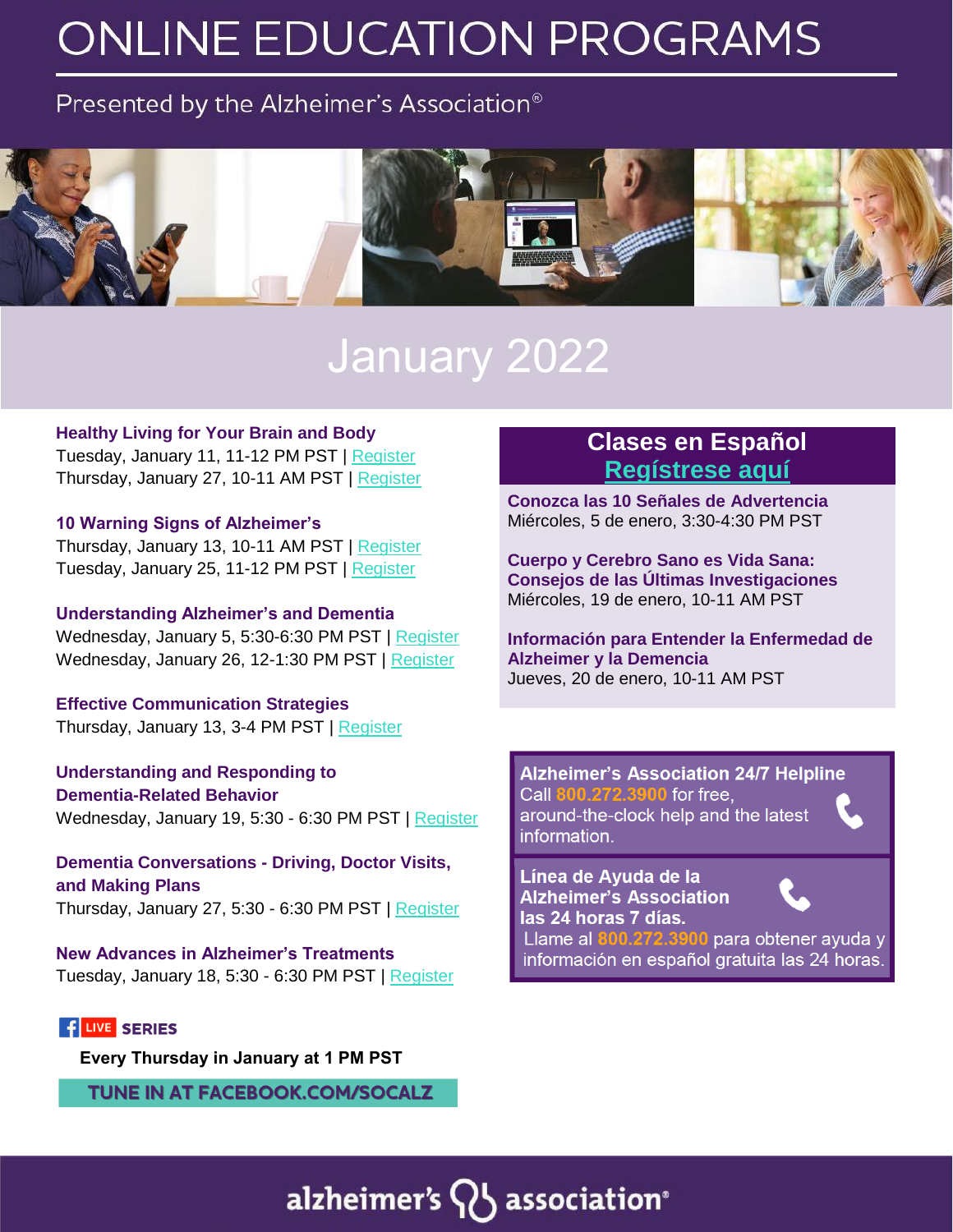# ONLINE EDUCATION PROGRAMS

Presented by the Alzheimer's Association®

## January 2022

**Healthy Living for Your Brain and Body**
Tuesday, January 11, 11-12 PM PST | Register
Thursday, January 27, 10-11 AM PST | Register

**10 Warning Signs of Alzheimer's**
Thursday, January 13, 10-11 AM PST | Register
Tuesday, January 25, 11-12 PM PST | Register

**Understanding Alzheimer's and Dementia**
Wednesday, January 5, 5:30-6:30 PM PST | Register
Wednesday, January 26, 12-1:30 PM PST | Register

**Effective Communication Strategies**
Thursday, January 13, 3-4 PM PST | Register

**Understanding and Responding to Dementia-Related Behavior**
Wednesday, January 19, 5:30 - 6:30 PM PST | Register

**Dementia Conversations - Driving, Doctor Visits, and Making Plans**
Thursday, January 27, 5:30 - 6:30 PM PST | Register

**New Advances in Alzheimer's Treatments**
Tuesday, January 18, 5:30 - 6:30 PM PST | Register

**LIVE SERIES**

**Every Thursday in January at 1 PM PST**

**TUNE IN AT FACEBOOK.COM/SOCALZ**

### Clases en Español
**Regístrese aquí**

**Conozca las 10 Señales de Advertencia**
Miércoles, 5 de enero, 3:30-4:30 PM PST

**Cuerpo y Cerebro Sano es Vida Sana: Consejos de las Últimas Investigaciones**
Miércoles, 19 de enero, 10-11 AM PST

**Información para Entender la Enfermedad de Alzheimer y la Demencia**
Jueves, 20 de enero, 10-11 AM PST

**Alzheimer's Association 24/7 Helpline**
Call 800.272.3900 for free, around-the-clock help and the latest information.

**Línea de Ayuda de la Alzheimer's Association las 24 horas 7 días.**
Llame al 800.272.3900 para obtener ayuda y información en español gratuita las 24 horas.

alzheimer's association®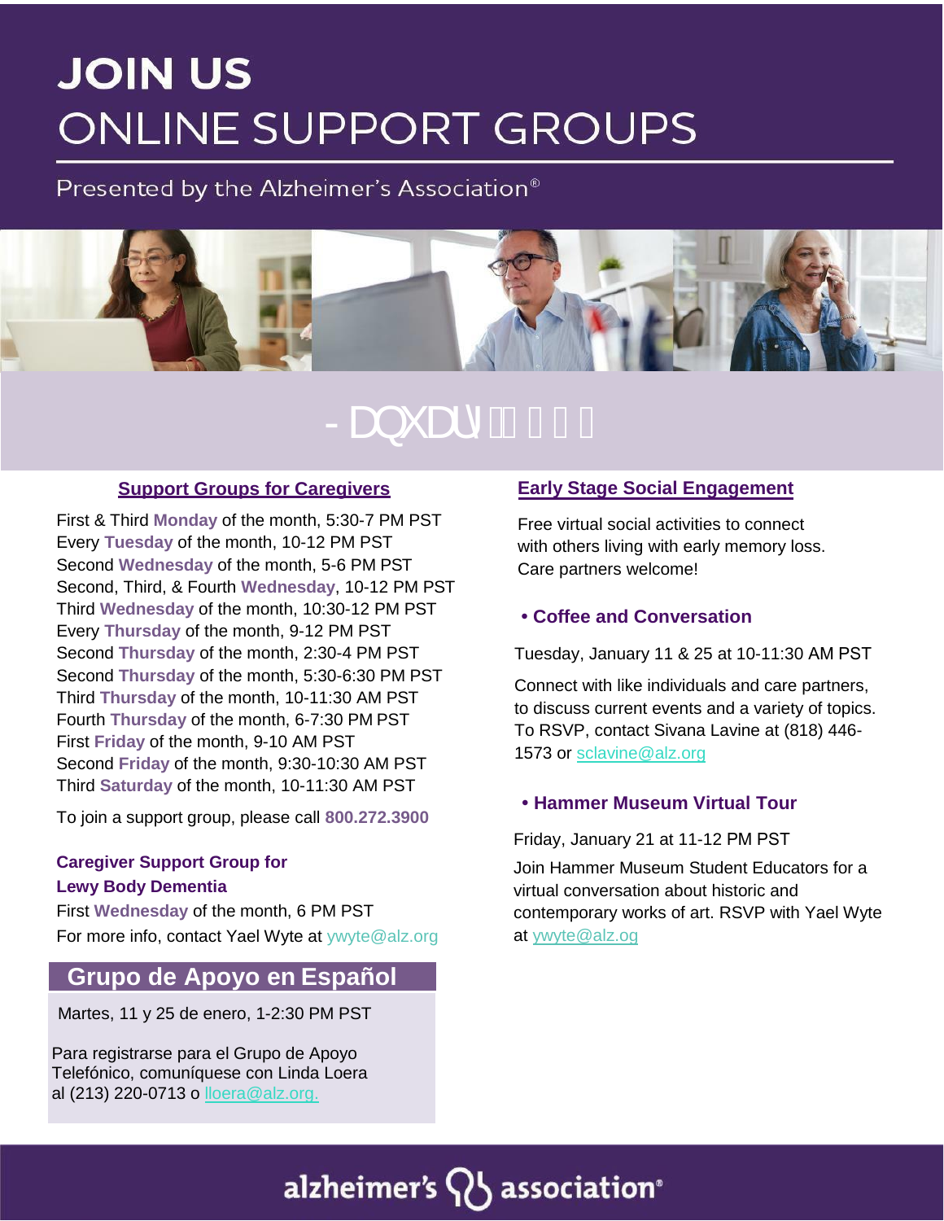# JOIN US
# ONLINE SUPPORT GROUPS

Presented by the Alzheimer's Association®

## - DQXDU\

### Support Groups for Caregivers

First & Third **Monday** of the month, 5:30-7 PM PST
Every **Tuesday** of the month, 10-12 PM PST
Second **Wednesday** of the month, 5-6 PM PST
Second, Third, & Fourth **Wednesday**, 10-12 PM PST
Third **Wednesday** of the month, 10:30-12 PM PST
Every **Thursday** of the month, 9-12 PM PST
Second **Thursday** of the month, 2:30-4 PM PST
Second **Thursday** of the month, 5:30-6:30 PM PST
Third **Thursday** of the month, 10-11:30 AM PST
Fourth **Thursday** of the month, 6-7:30 PM PST
First **Friday** of the month, 9-10 AM PST
Second **Friday** of the month, 9:30-10:30 AM PST
Third **Saturday** of the month, 10-11:30 AM PST

To join a support group, please call **800.272.3900**

**Caregiver Support Group for Lewy Body Dementia**

First **Wednesday** of the month, 6 PM PST
For more info, contact Yael Wyte at ywyte@alz.org

### Grupo de Apoyo en Español

Martes, 11 y 25 de enero, 1-2:30 PM PST

Para registrarse para el Grupo de Apoyo Telefónico, comuníquese con Linda Loera al (213) 220-0713 o lloera@alz.org.

### Early Stage Social Engagement

Free virtual social activities to connect with others living with early memory loss. Care partners welcome!

**• Coffee and Conversation**

Tuesday, January 11 & 25 at 10-11:30 AM PST

Connect with like individuals and care partners, to discuss current events and a variety of topics. To RSVP, contact Sivana Lavine at (818) 446-1573 or sclavine@alz.org

**• Hammer Museum Virtual Tour**

Friday, January 21 at 11-12 PM PST

Join Hammer Museum Student Educators for a virtual conversation about historic and contemporary works of art. RSVP with Yael Wyte at ywyte@alz.og

alzheimer's association®